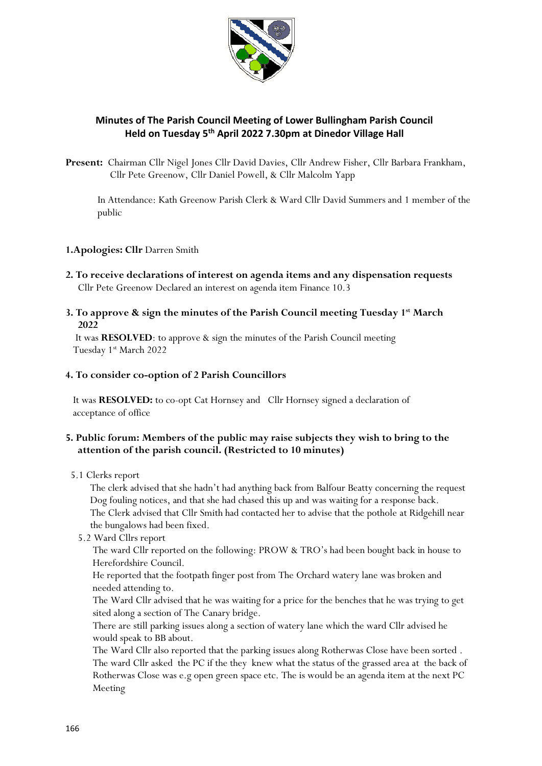## Minutes of The Parish Council Meeting of Lower Bullingham Parish Council
## Held on Tuesday 5th April 2022 7.30pm at Dinedor Village Hall

**Present:** Chairman Cllr Nigel Jones Cllr David Davies, Cllr Andrew Fisher, Cllr Barbara Frankham, Cllr Pete Greenow, Cllr Daniel Powell, & Cllr Malcolm Yapp

In Attendance: Kath Greenow Parish Clerk & Ward Cllr David Summers and 1 member of the public

**1.Apologies: Cllr** Darren Smith

**2. To receive declarations of interest on agenda items and any dispensation requests**

Cllr Pete Greenow Declared an interest on agenda item Finance 10.3

**3. To approve & sign the minutes of the Parish Council meeting Tuesday 1st March 2022**

It was **RESOLVED**: to approve & sign the minutes of the Parish Council meeting Tuesday 1st March 2022

**4. To consider co-option of 2 Parish Councillors**

It was **RESOLVED:** to co-opt Cat Hornsey and Cllr Hornsey signed a declaration of acceptance of office

**5. Public forum: Members of the public may raise subjects they wish to bring to the attention of the parish council. (Restricted to 10 minutes)**

5.1 Clerks report

The clerk advised that she hadn't had anything back from Balfour Beatty concerning the request Dog fouling notices, and that she had chased this up and was waiting for a response back.
The Clerk advised that Cllr Smith had contacted her to advise that the pothole at Ridgehill near the bungalows had been fixed.

5.2 Ward Cllrs report

The ward Cllr reported on the following: PROW & TRO's had been bought back in house to Herefordshire Council.
He reported that the footpath finger post from The Orchard watery lane was broken and needed attending to.
The Ward Cllr advised that he was waiting for a price for the benches that he was trying to get sited along a section of The Canary bridge.
There are still parking issues along a section of watery lane which the ward Cllr advised he would speak to BB about.
The Ward Cllr also reported that the parking issues along Rotherwas Close have been sorted .
The ward Cllr asked the PC if the they knew what the status of the grassed area at the back of Rotherwas Close was e.g open green space etc. The is would be an agenda item at the next PC Meeting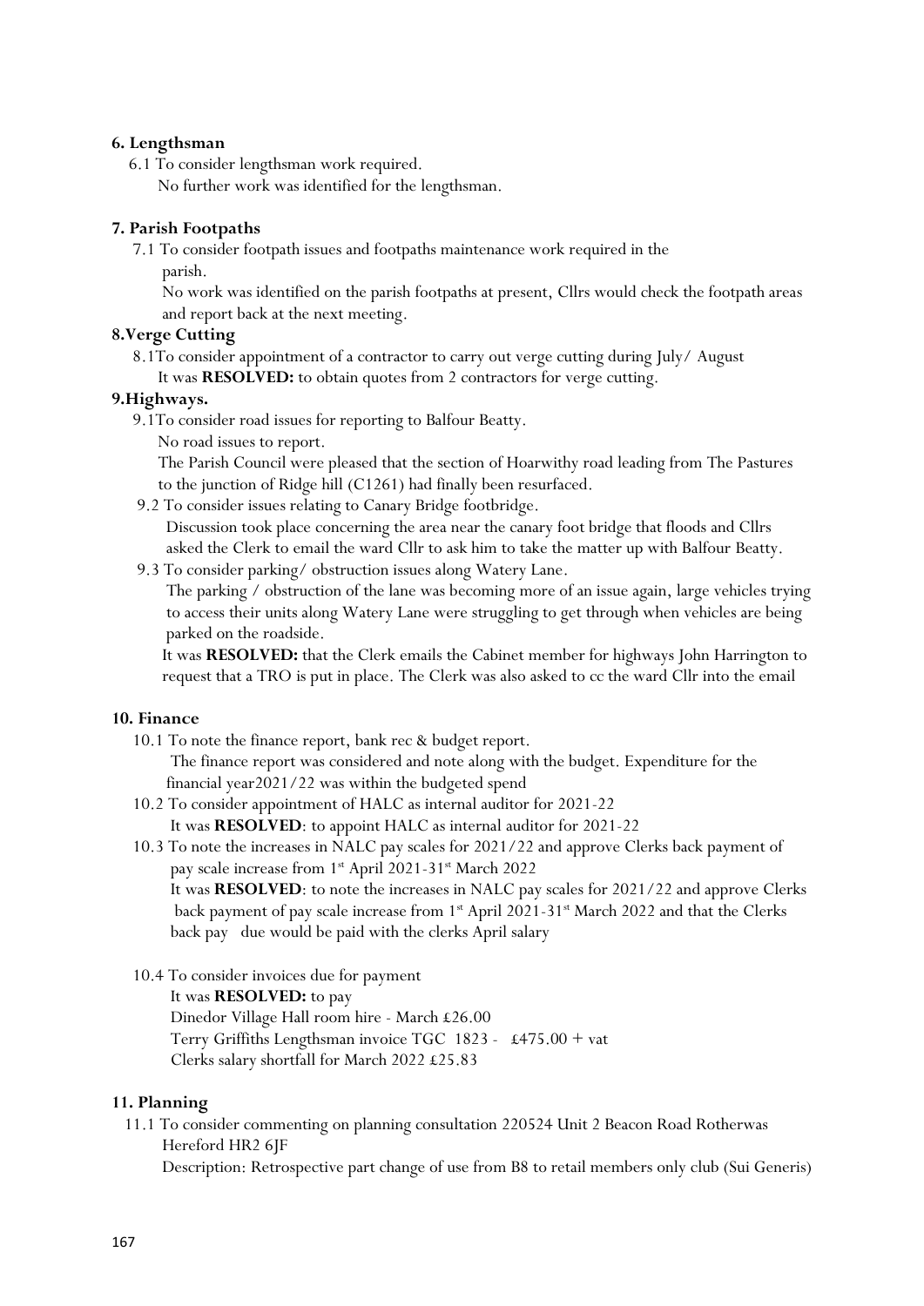**6. Lengthsman**

6.1 To consider lengthsman work required.

No further work was identified for the lengthsman.

**7. Parish Footpaths**

7.1 To consider footpath issues and footpaths maintenance work required in the parish.

No work was identified on the parish footpaths at present, Cllrs would check the footpath areas and report back at the next meeting.

**8.Verge Cutting**

8.1To consider appointment of a contractor to carry out verge cutting during July/ August

It was **RESOLVED:** to obtain quotes from 2 contractors for verge cutting.

**9.Highways.**

9.1To consider road issues for reporting to Balfour Beatty.

No road issues to report.

The Parish Council were pleased that the section of Hoarwithy road leading from The Pastures to the junction of Ridge hill (C1261) had finally been resurfaced.

9.2 To consider issues relating to Canary Bridge footbridge.

Discussion took place concerning the area near the canary foot bridge that floods and Cllrs asked the Clerk to email the ward Cllr to ask him to take the matter up with Balfour Beatty.

9.3 To consider parking/ obstruction issues along Watery Lane.

The parking / obstruction of the lane was becoming more of an issue again, large vehicles trying to access their units along Watery Lane were struggling to get through when vehicles are being parked on the roadside.

It was **RESOLVED:** that the Clerk emails the Cabinet member for highways John Harrington to request that a TRO is put in place. The Clerk was also asked to cc the ward Cllr into the email

**10. Finance**

10.1 To note the finance report, bank rec & budget report.

The finance report was considered and note along with the budget. Expenditure for the financial year2021/22 was within the budgeted spend

10.2 To consider appointment of HALC as internal auditor for 2021-22

It was **RESOLVED**: to appoint HALC as internal auditor for 2021-22

10.3 To note the increases in NALC pay scales for 2021/22 and approve Clerks back payment of pay scale increase from 1st April 2021-31st March 2022

It was **RESOLVED**: to note the increases in NALC pay scales for 2021/22 and approve Clerks back payment of pay scale increase from 1st April 2021-31st March 2022 and that the Clerks back pay due would be paid with the clerks April salary

10.4 To consider invoices due for payment

It was **RESOLVED:** to pay

Dinedor Village Hall room hire - March £26.00

Terry Griffiths Lengthsman invoice TGC 1823 - £475.00 + vat

Clerks salary shortfall for March 2022 £25.83

**11. Planning**

11.1 To consider commenting on planning consultation 220524 Unit 2 Beacon Road Rotherwas Hereford HR2 6JF

Description: Retrospective part change of use from B8 to retail members only club (Sui Generis)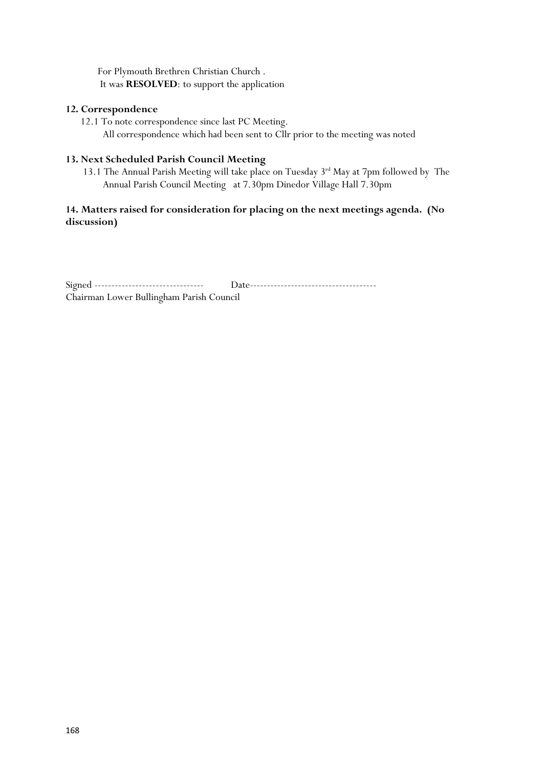For Plymouth Brethren Christian Church .
It was **RESOLVED**: to support the application

**12. Correspondence**

12.1 To note correspondence since last PC Meeting.
All correspondence which had been sent to Cllr prior to the meeting was noted

**13. Next Scheduled Parish Council Meeting**

13.1 The Annual Parish Meeting will take place on Tuesday 3rd May at 7pm followed by The Annual Parish Council Meeting at 7.30pm Dinedor Village Hall 7.30pm

**14. Matters raised for consideration for placing on the next meetings agenda. (No discussion)**

Signed -------------------------------- Date------------------------------------
Chairman Lower Bullingham Parish Council